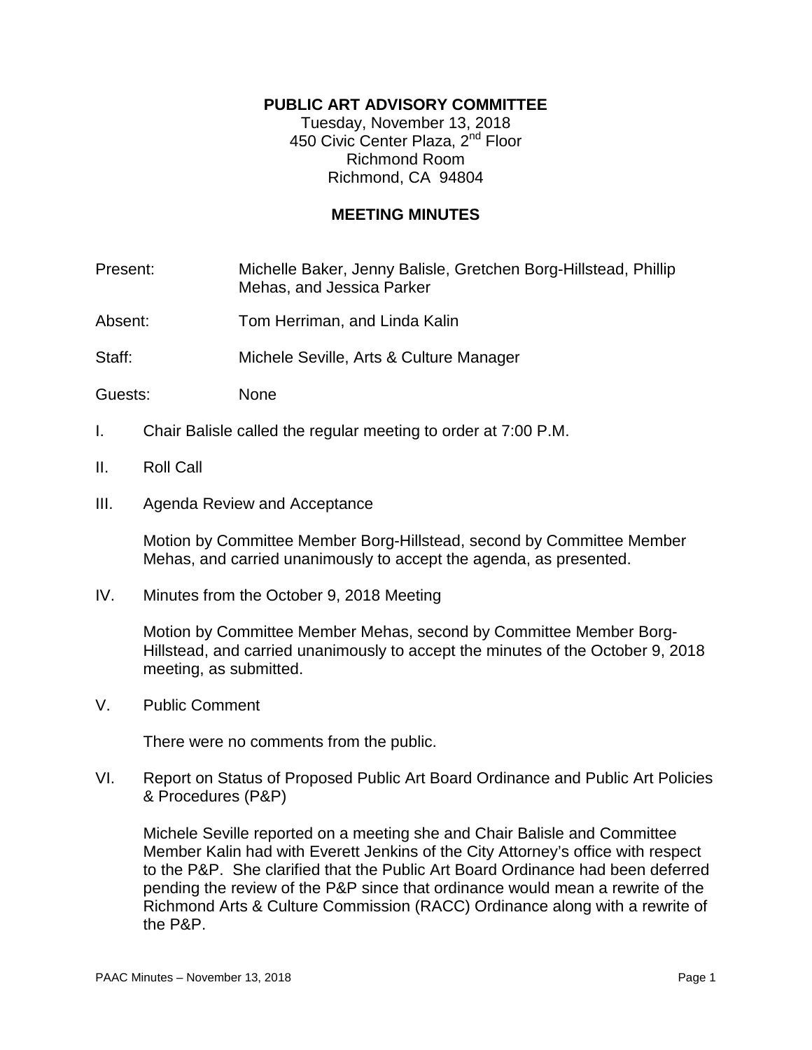**PUBLIC ART ADVISORY COMMITTEE**

Tuesday, November 13, 2018
450 Civic Center Plaza, 2nd Floor
Richmond Room
Richmond, CA 94804

**MEETING MINUTES**

Present: Michelle Baker, Jenny Balisle, Gretchen Borg-Hillstead, Phillip Mehas, and Jessica Parker

Absent: Tom Herriman, and Linda Kalin

Staff: Michele Seville, Arts & Culture Manager

Guests: None

I. Chair Balisle called the regular meeting to order at 7:00 P.M.

II. Roll Call

III. Agenda Review and Acceptance

Motion by Committee Member Borg-Hillstead, second by Committee Member Mehas, and carried unanimously to accept the agenda, as presented.

IV. Minutes from the October 9, 2018 Meeting

Motion by Committee Member Mehas, second by Committee Member Borg-Hillstead, and carried unanimously to accept the minutes of the October 9, 2018 meeting, as submitted.

V. Public Comment

There were no comments from the public.

VI. Report on Status of Proposed Public Art Board Ordinance and Public Art Policies & Procedures (P&P)

Michele Seville reported on a meeting she and Chair Balisle and Committee Member Kalin had with Everett Jenkins of the City Attorney's office with respect to the P&P. She clarified that the Public Art Board Ordinance had been deferred pending the review of the P&P since that ordinance would mean a rewrite of the Richmond Arts & Culture Commission (RACC) Ordinance along with a rewrite of the P&P.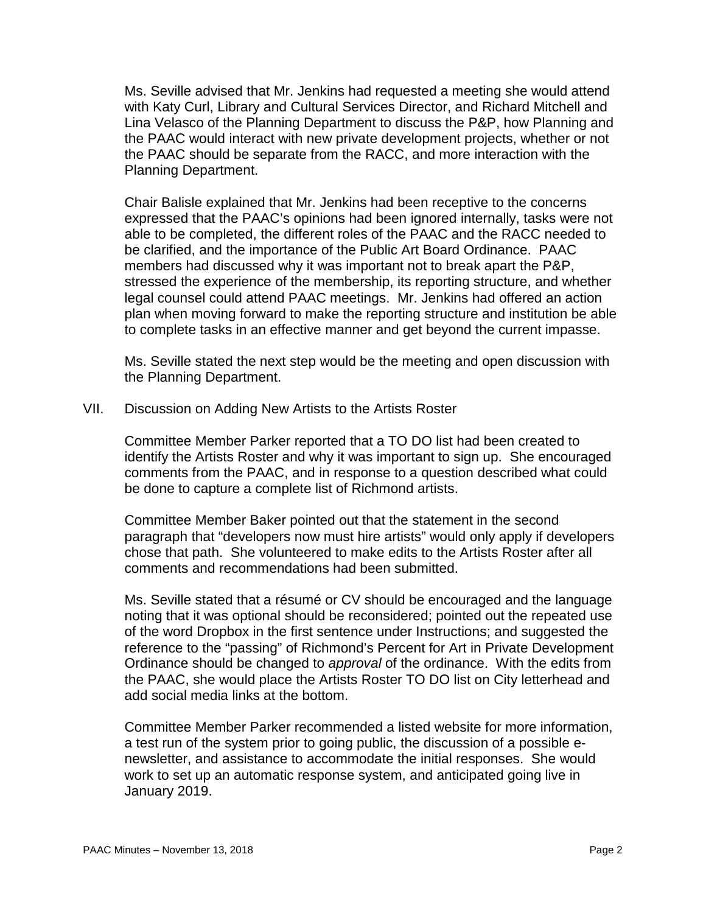Ms. Seville advised that Mr. Jenkins had requested a meeting she would attend with Katy Curl, Library and Cultural Services Director, and Richard Mitchell and Lina Velasco of the Planning Department to discuss the P&P, how Planning and the PAAC would interact with new private development projects, whether or not the PAAC should be separate from the RACC, and more interaction with the Planning Department.

Chair Balisle explained that Mr. Jenkins had been receptive to the concerns expressed that the PAAC's opinions had been ignored internally, tasks were not able to be completed, the different roles of the PAAC and the RACC needed to be clarified, and the importance of the Public Art Board Ordinance. PAAC members had discussed why it was important not to break apart the P&P, stressed the experience of the membership, its reporting structure, and whether legal counsel could attend PAAC meetings. Mr. Jenkins had offered an action plan when moving forward to make the reporting structure and institution be able to complete tasks in an effective manner and get beyond the current impasse.

Ms. Seville stated the next step would be the meeting and open discussion with the Planning Department.

VII. Discussion on Adding New Artists to the Artists Roster

Committee Member Parker reported that a TO DO list had been created to identify the Artists Roster and why it was important to sign up. She encouraged comments from the PAAC, and in response to a question described what could be done to capture a complete list of Richmond artists.

Committee Member Baker pointed out that the statement in the second paragraph that "developers now must hire artists" would only apply if developers chose that path. She volunteered to make edits to the Artists Roster after all comments and recommendations had been submitted.

Ms. Seville stated that a résumé or CV should be encouraged and the language noting that it was optional should be reconsidered; pointed out the repeated use of the word Dropbox in the first sentence under Instructions; and suggested the reference to the "passing" of Richmond's Percent for Art in Private Development Ordinance should be changed to *approval* of the ordinance. With the edits from the PAAC, she would place the Artists Roster TO DO list on City letterhead and add social media links at the bottom.

Committee Member Parker recommended a listed website for more information, a test run of the system prior to going public, the discussion of a possible e-newsletter, and assistance to accommodate the initial responses. She would work to set up an automatic response system, and anticipated going live in January 2019.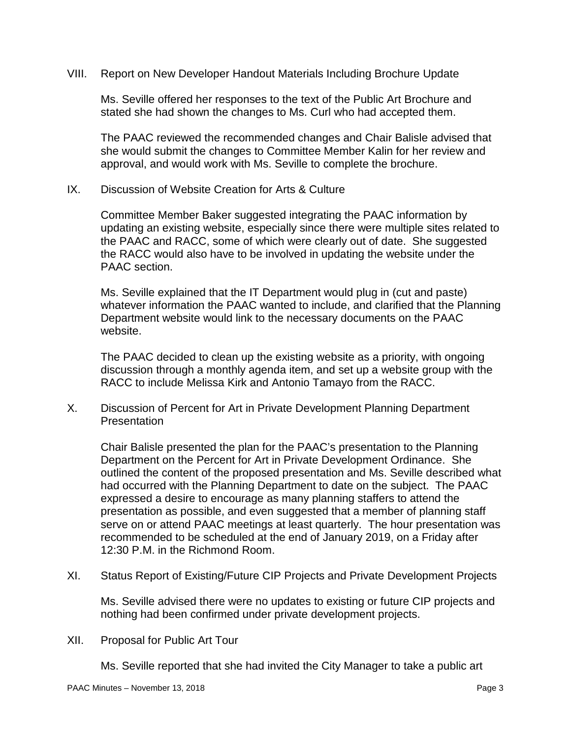VIII. Report on New Developer Handout Materials Including Brochure Update

Ms. Seville offered her responses to the text of the Public Art Brochure and stated she had shown the changes to Ms. Curl who had accepted them.

The PAAC reviewed the recommended changes and Chair Balisle advised that she would submit the changes to Committee Member Kalin for her review and approval, and would work with Ms. Seville to complete the brochure.

IX. Discussion of Website Creation for Arts & Culture

Committee Member Baker suggested integrating the PAAC information by updating an existing website, especially since there were multiple sites related to the PAAC and RACC, some of which were clearly out of date. She suggested the RACC would also have to be involved in updating the website under the PAAC section.

Ms. Seville explained that the IT Department would plug in (cut and paste) whatever information the PAAC wanted to include, and clarified that the Planning Department website would link to the necessary documents on the PAAC website.

The PAAC decided to clean up the existing website as a priority, with ongoing discussion through a monthly agenda item, and set up a website group with the RACC to include Melissa Kirk and Antonio Tamayo from the RACC.

X. Discussion of Percent for Art in Private Development Planning Department Presentation

Chair Balisle presented the plan for the PAAC's presentation to the Planning Department on the Percent for Art in Private Development Ordinance. She outlined the content of the proposed presentation and Ms. Seville described what had occurred with the Planning Department to date on the subject. The PAAC expressed a desire to encourage as many planning staffers to attend the presentation as possible, and even suggested that a member of planning staff serve on or attend PAAC meetings at least quarterly. The hour presentation was recommended to be scheduled at the end of January 2019, on a Friday after 12:30 P.M. in the Richmond Room.

XI. Status Report of Existing/Future CIP Projects and Private Development Projects

Ms. Seville advised there were no updates to existing or future CIP projects and nothing had been confirmed under private development projects.

XII. Proposal for Public Art Tour

Ms. Seville reported that she had invited the City Manager to take a public art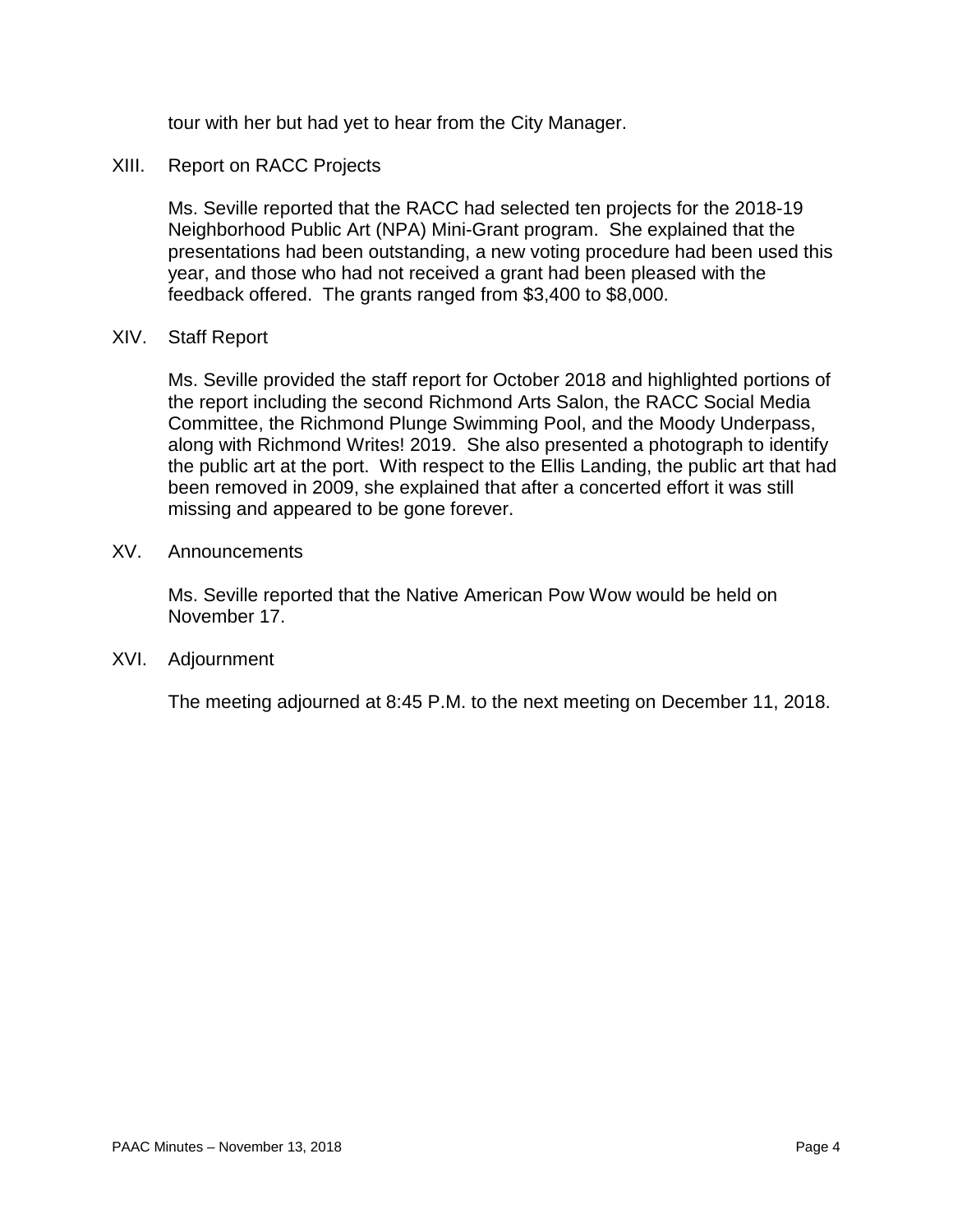tour with her but had yet to hear from the City Manager.

XIII. Report on RACC Projects

Ms. Seville reported that the RACC had selected ten projects for the 2018-19 Neighborhood Public Art (NPA) Mini-Grant program. She explained that the presentations had been outstanding, a new voting procedure had been used this year, and those who had not received a grant had been pleased with the feedback offered. The grants ranged from $3,400 to $8,000.

XIV. Staff Report

Ms. Seville provided the staff report for October 2018 and highlighted portions of the report including the second Richmond Arts Salon, the RACC Social Media Committee, the Richmond Plunge Swimming Pool, and the Moody Underpass, along with Richmond Writes! 2019. She also presented a photograph to identify the public art at the port. With respect to the Ellis Landing, the public art that had been removed in 2009, she explained that after a concerted effort it was still missing and appeared to be gone forever.

XV. Announcements

Ms. Seville reported that the Native American Pow Wow would be held on November 17.

XVI. Adjournment

The meeting adjourned at 8:45 P.M. to the next meeting on December 11, 2018.